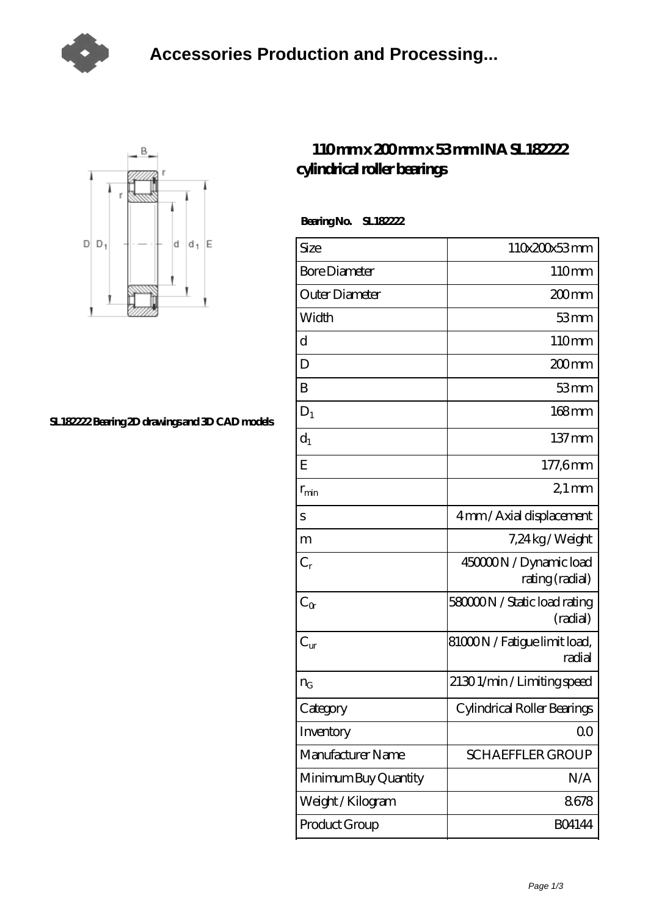# Accessories Production and Processing...

SL182222 Bearing 2D drawings and 3D CAD models

## 110 mm x 200 mm x 53 mm INA SL182222 cylindrical roller bearings

**Bearing No. SL182222**

| Size | 110x200x53 mm |
|---|---|
| Bore Diameter | 110 mm |
| Outer Diameter | 200 mm |
| Width | 53 mm |
| d | 110 mm |
| D | 200 mm |
| B | 53 mm |
| $D_1$ | 168 mm |
| $d_1$ | 137 mm |
| E | 177,6 mm |
| $r_{min}$ | 2,1 mm |
| s | 4 mm / Axial displacement |
| m | 7,24 kg / Weight |
| $C_r$ | 450000 N / Dynamic load rating (radial) |
| $C_{0r}$ | 580000 N / Static load rating (radial) |
| $C_{ur}$ | 81000 N / Fatigue limit load, radial |
| $n_G$ | 2130 1/min / Limiting speed |
| Category | Cylindrical Roller Bearings |
| Inventory | 0.0 |
| Manufacturer Name | SCHAEFFLER GROUP |
| Minimum Buy Quantity | N/A |
| Weight / Kilogram | 8.678 |
| Product Group | B04144 |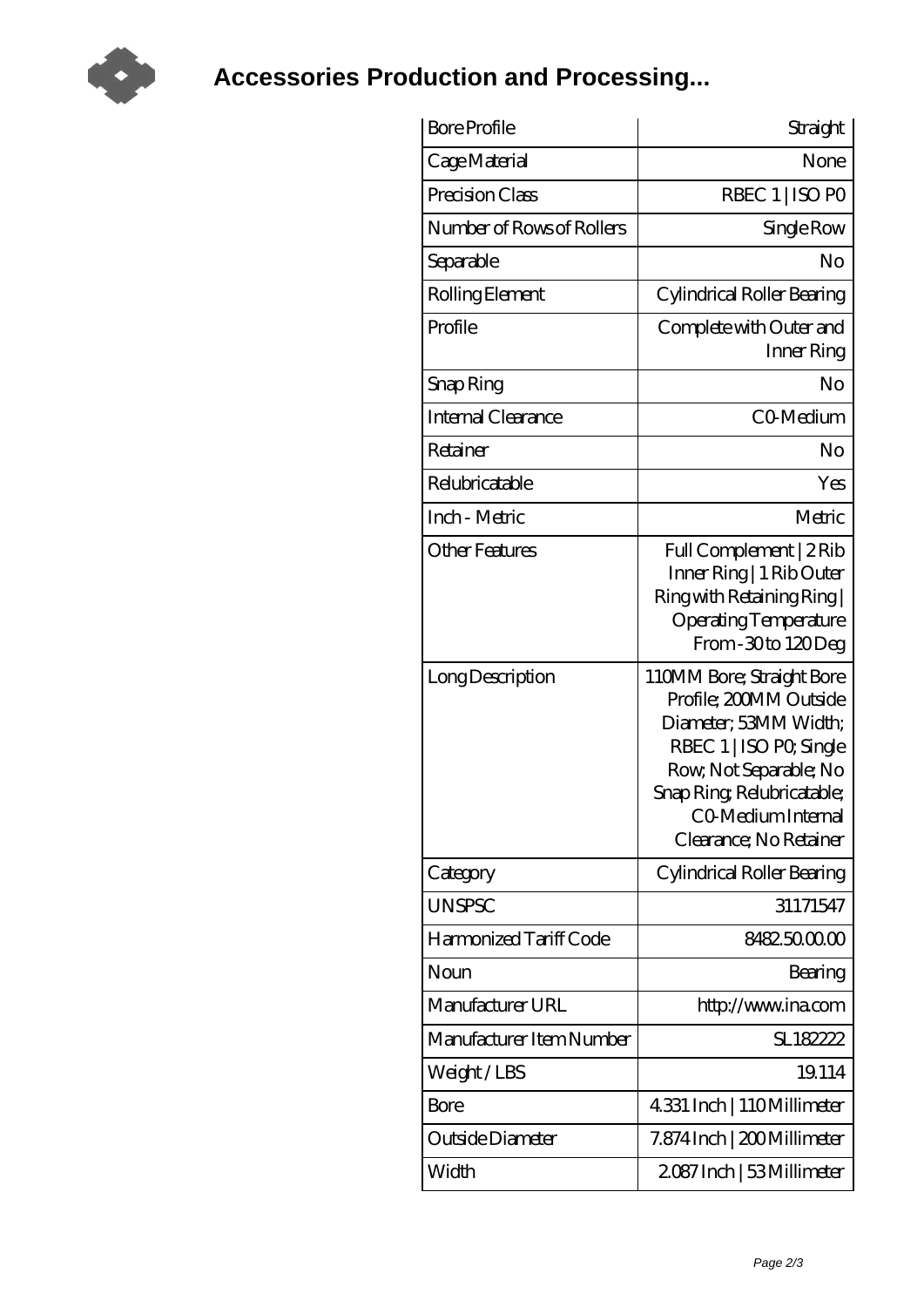# Accessories Production and Processing...

| Bore Profile | Straight |
| --- | --- |
| Cage Material | None |
| Precision Class | RBEC 1 \| ISO P0 |
| Number of Rows of Rollers | Single Row |
| Separable | No |
| Rolling Element | Cylindrical Roller Bearing |
| Profile | Complete with Outer and Inner Ring |
| Snap Ring | No |
| Internal Clearance | C0-Medium |
| Retainer | No |
| Relubricatable | Yes |
| Inch - Metric | Metric |
| Other Features | Full Complement \| 2 Rib Inner Ring \| 1 Rib Outer Ring with Retaining Ring \| Operating Temperature From -30 to 120 Deg |
| Long Description | 110MM Bore; Straight Bore Profile; 200MM Outside Diameter; 53MM Width; RBEC 1 \| ISO P0; Single Row; Not Separable; No Snap Ring; Relubricatable; C0-Medium Internal Clearance; No Retainer |
| Category | Cylindrical Roller Bearing |
| UNSPSC | 31171547 |
| Harmonized Tariff Code | 8482.50.00.00 |
| Noun | Bearing |
| Manufacturer URL | http://www.ina.com |
| Manufacturer Item Number | SL182222 |
| Weight / LBS | 19.114 |
| Bore | 4.331 Inch \| 110 Millimeter |
| Outside Diameter | 7.874 Inch \| 200 Millimeter |
| Width | 2.087 Inch \| 53 Millimeter |